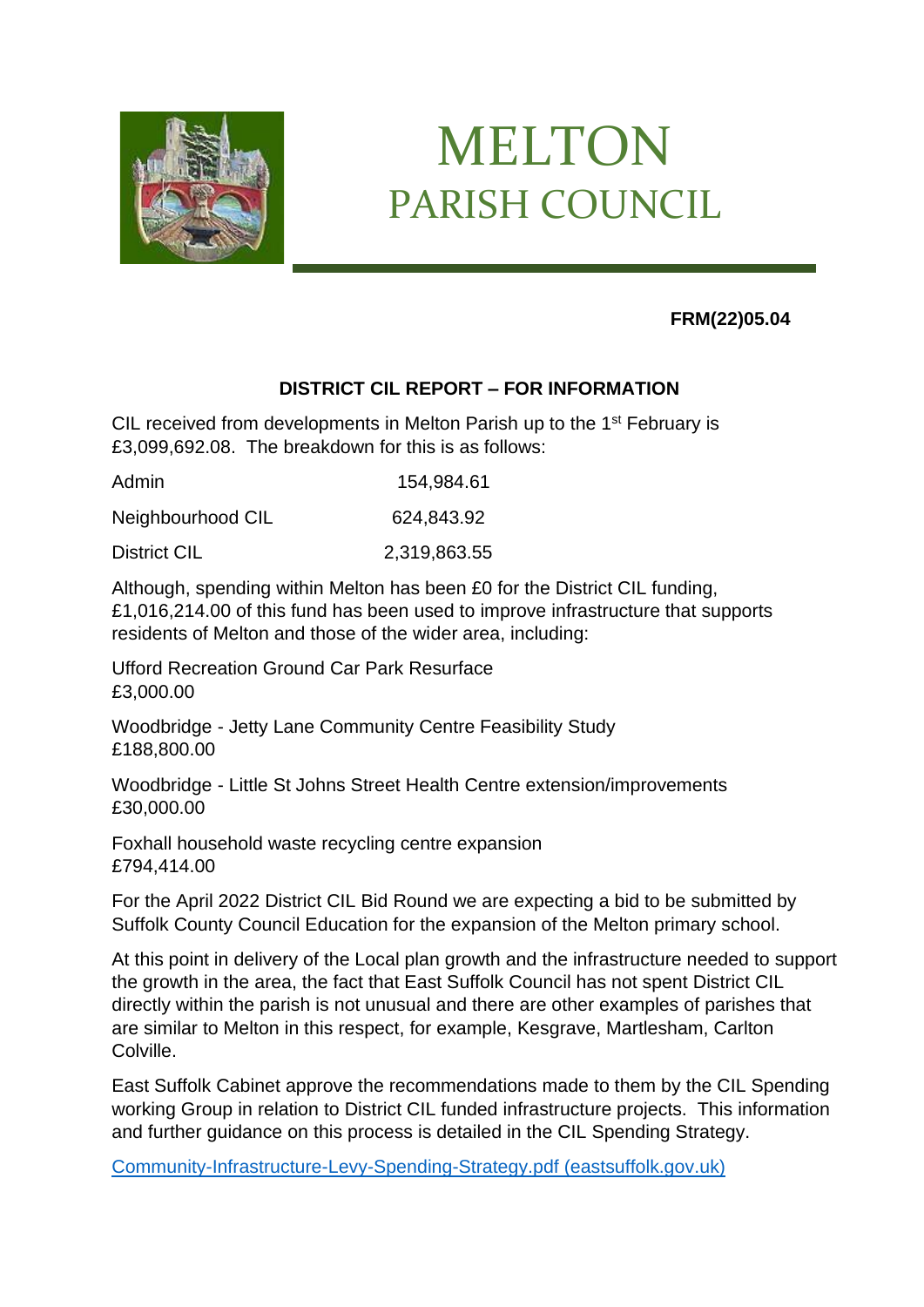# MELTON
## PARISH COUNCIL

**FRM(22)05.04**

### DISTRICT CIL REPORT – FOR INFORMATION

CIL received from developments in Melton Parish up to the 1st February is £3,099,692.08. The breakdown for this is as follows:

| | |
|---|---|
| Admin | 154,984.61 |
| Neighbourhood CIL | 624,843.92 |
| District CIL | 2,319,863.55 |

Although, spending within Melton has been £0 for the District CIL funding, £1,016,214.00 of this fund has been used to improve infrastructure that supports residents of Melton and those of the wider area, including:

Ufford Recreation Ground Car Park Resurface
£3,000.00

Woodbridge - Jetty Lane Community Centre Feasibility Study
£188,800.00

Woodbridge - Little St Johns Street Health Centre extension/improvements
£30,000.00

Foxhall household waste recycling centre expansion
£794,414.00

For the April 2022 District CIL Bid Round we are expecting a bid to be submitted by Suffolk County Council Education for the expansion of the Melton primary school.

At this point in delivery of the Local plan growth and the infrastructure needed to support the growth in the area, the fact that East Suffolk Council has not spent District CIL directly within the parish is not unusual and there are other examples of parishes that are similar to Melton in this respect, for example, Kesgrave, Martlesham, Carlton Colville.

East Suffolk Cabinet approve the recommendations made to them by the CIL Spending working Group in relation to District CIL funded infrastructure projects. This information and further guidance on this process is detailed in the CIL Spending Strategy.

[Community-Infrastructure-Levy-Spending-Strategy.pdf (eastsuffolk.gov.uk)]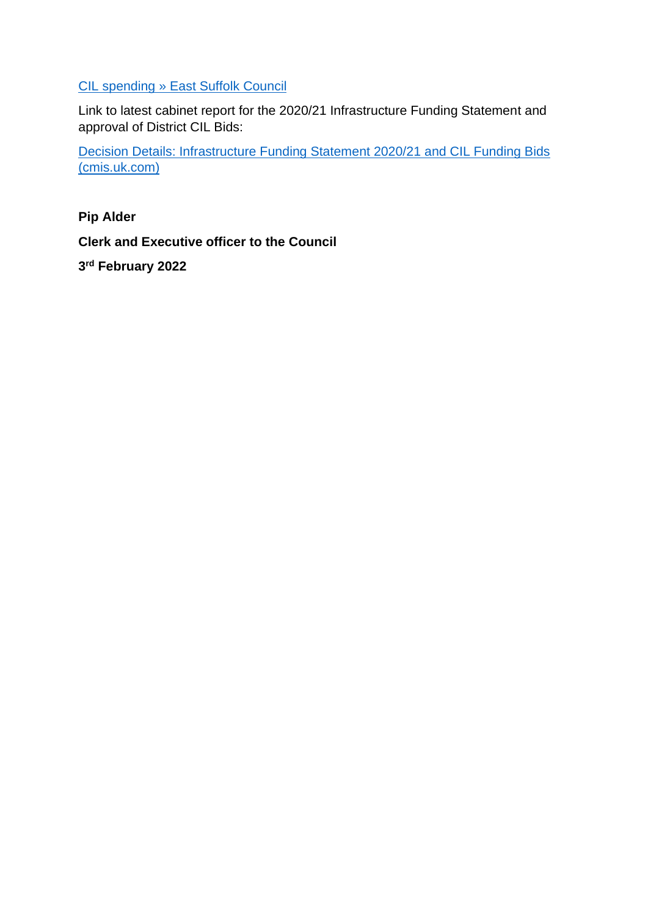[CIL spending » East Suffolk Council]

Link to latest cabinet report for the 2020/21 Infrastructure Funding Statement and approval of District CIL Bids:

[Decision Details: Infrastructure Funding Statement 2020/21 and CIL Funding Bids (cmis.uk.com)]

**Pip Alder**

**Clerk and Executive officer to the Council**

**3rd February 2022**